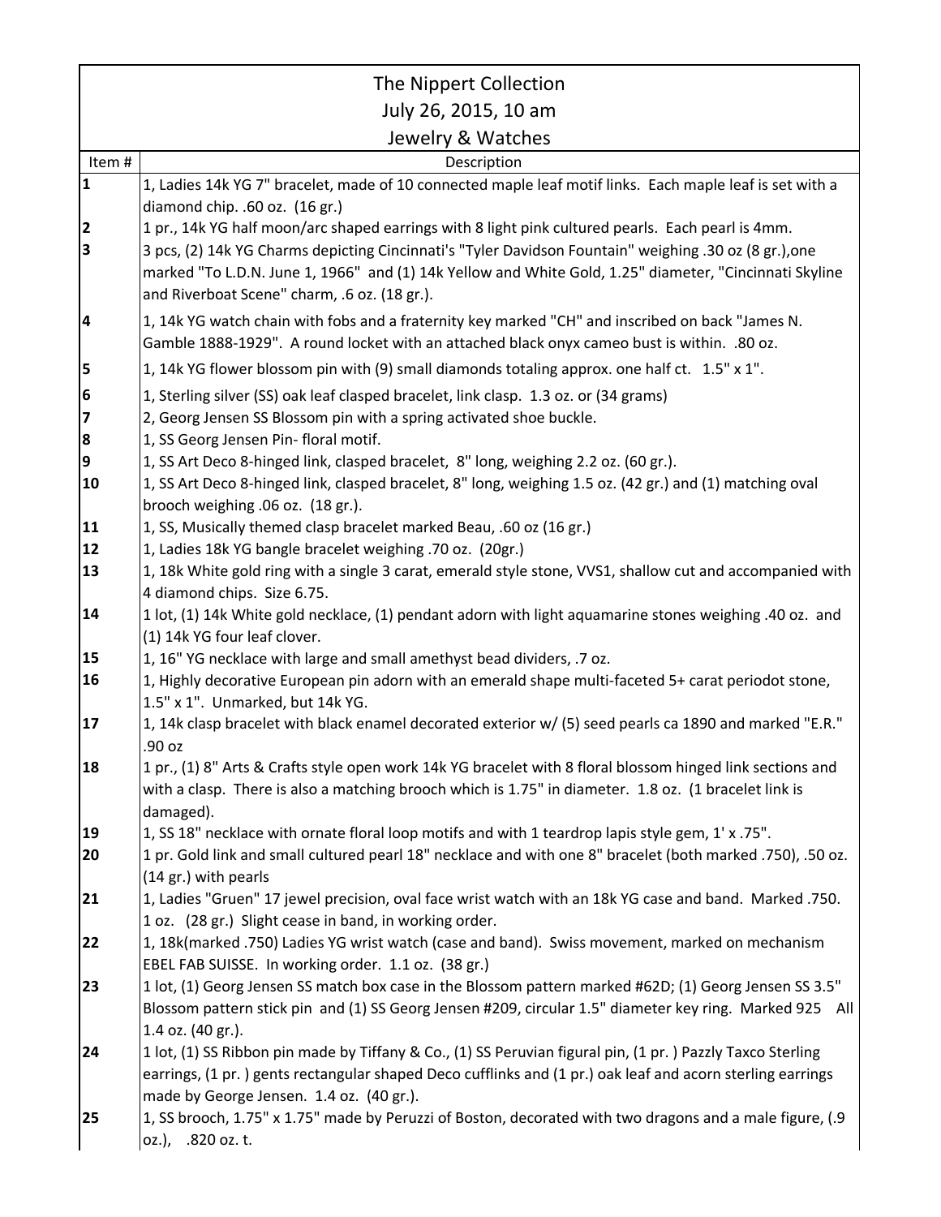# The Nippert Collection

## July 26, 2015, 10 am

## Jewelry & Watches

| Item # | Description |
|---|---|
| **1** | 1, Ladies 14k YG 7" bracelet, made of 10 connected maple leaf motif links. Each maple leaf is set with a diamond chip. .60 oz. (16 gr.) |
| **2** | 1 pr., 14k YG half moon/arc shaped earrings with 8 light pink cultured pearls. Each pearl is 4mm. |
| **3** | 3 pcs, (2) 14k YG Charms depicting Cincinnati's "Tyler Davidson Fountain" weighing .30 oz (8 gr.),one marked "To L.D.N. June 1, 1966" and (1) 14k Yellow and White Gold, 1.25" diameter, "Cincinnati Skyline and Riverboat Scene" charm, .6 oz. (18 gr.). |
| **4** | 1, 14k YG watch chain with fobs and a fraternity key marked "CH" and inscribed on back "James N. Gamble 1888-1929". A round locket with an attached black onyx cameo bust is within. .80 oz. |
| **5** | 1, 14k YG flower blossom pin with (9) small diamonds totaling approx. one half ct. 1.5" x 1". |
| **6** | 1, Sterling silver (SS) oak leaf clasped bracelet, link clasp. 1.3 oz. or (34 grams) |
| **7** | 2, Georg Jensen SS Blossom pin with a spring activated shoe buckle. |
| **8** | 1, SS Georg Jensen Pin- floral motif. |
| **9** | 1, SS Art Deco 8-hinged link, clasped bracelet, 8" long, weighing 2.2 oz. (60 gr.). |
| **10** | 1, SS Art Deco 8-hinged link, clasped bracelet, 8" long, weighing 1.5 oz. (42 gr.) and (1) matching oval brooch weighing .06 oz. (18 gr.). |
| **11** | 1, SS, Musically themed clasp bracelet marked Beau, .60 oz (16 gr.) |
| **12** | 1, Ladies 18k YG bangle bracelet weighing .70 oz. (20gr.) |
| **13** | 1, 18k White gold ring with a single 3 carat, emerald style stone, VVS1, shallow cut and accompanied with 4 diamond chips. Size 6.75. |
| **14** | 1 lot, (1) 14k White gold necklace, (1) pendant adorn with light aquamarine stones weighing .40 oz. and (1) 14k YG four leaf clover. |
| **15** | 1, 16" YG necklace with large and small amethyst bead dividers, .7 oz. |
| **16** | 1, Highly decorative European pin adorn with an emerald shape multi-faceted 5+ carat periodot stone, 1.5" x 1". Unmarked, but 14k YG. |
| **17** | 1, 14k clasp bracelet with black enamel decorated exterior w/ (5) seed pearls ca 1890 and marked "E.R." .90 oz |
| **18** | 1 pr., (1) 8" Arts & Crafts style open work 14k YG bracelet with 8 floral blossom hinged link sections and with a clasp. There is also a matching brooch which is 1.75" in diameter. 1.8 oz. (1 bracelet link is damaged). |
| **19** | 1, SS 18" necklace with ornate floral loop motifs and with 1 teardrop lapis style gem, 1' x .75". |
| **20** | 1 pr. Gold link and small cultured pearl 18" necklace and with one 8" bracelet (both marked .750), .50 oz. (14 gr.) with pearls |
| **21** | 1, Ladies "Gruen" 17 jewel precision, oval face wrist watch with an 18k YG case and band. Marked .750. 1 oz. (28 gr.) Slight cease in band, in working order. |
| **22** | 1, 18k(marked .750) Ladies YG wrist watch (case and band). Swiss movement, marked on mechanism EBEL FAB SUISSE. In working order. 1.1 oz. (38 gr.) |
| **23** | 1 lot, (1) Georg Jensen SS match box case in the Blossom pattern marked #62D; (1) Georg Jensen SS 3.5" Blossom pattern stick pin and (1) SS Georg Jensen #209, circular 1.5" diameter key ring. Marked 925 All 1.4 oz. (40 gr.). |
| **24** | 1 lot, (1) SS Ribbon pin made by Tiffany & Co., (1) SS Peruvian figural pin, (1 pr. ) Pazzly Taxco Sterling earrings, (1 pr. ) gents rectangular shaped Deco cufflinks and (1 pr.) oak leaf and acorn sterling earrings made by George Jensen. 1.4 oz. (40 gr.). |
| **25** | 1, SS brooch, 1.75" x 1.75" made by Peruzzi of Boston, decorated with two dragons and a male figure, (.9 oz.), .820 oz. t. |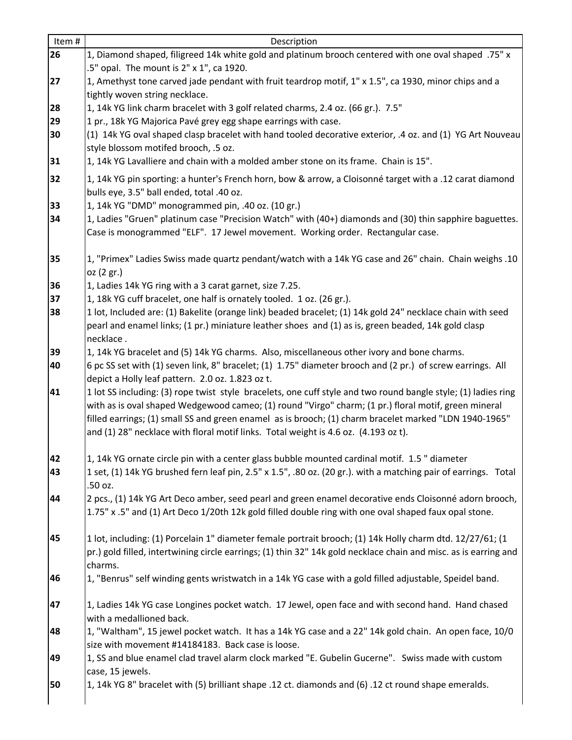| Item # | Description |
|---|---|
| 26 | 1, Diamond shaped, filigreed 14k white gold and platinum brooch centered with one oval shaped .75" x .5" opal. The mount is 2" x 1", ca 1920. |
| 27 | 1, Amethyst tone carved jade pendant with fruit teardrop motif, 1" x 1.5", ca 1930, minor chips and a tightly woven string necklace. |
| 28 | 1, 14k YG link charm bracelet with 3 golf related charms, 2.4 oz. (66 gr.). 7.5" |
| 29 | 1 pr., 18k YG Majorica Pavé grey egg shape earrings with case. |
| 30 | (1) 14k YG oval shaped clasp bracelet with hand tooled decorative exterior, .4 oz. and (1) YG Art Nouveau style blossom motifed brooch, .5 oz. |
| 31 | 1, 14k YG Lavalliere and chain with a molded amber stone on its frame. Chain is 15". |
| 32 | 1, 14k YG pin sporting: a hunter's French horn, bow & arrow, a Cloisonné target with a .12 carat diamond bulls eye, 3.5" ball ended, total .40 oz. |
| 33 | 1, 14k YG "DMD" monogrammed pin, .40 oz. (10 gr.) |
| 34 | 1, Ladies "Gruen" platinum case "Precision Watch" with (40+) diamonds and (30) thin sapphire baguettes. Case is monogrammed "ELF". 17 Jewel movement. Working order. Rectangular case. |
| 35 | 1, "Primex" Ladies Swiss made quartz pendant/watch with a 14k YG case and 26" chain. Chain weighs .10 oz (2 gr.) |
| 36 | 1, Ladies 14k YG ring with a 3 carat garnet, size 7.25. |
| 37 | 1, 18k YG cuff bracelet, one half is ornately tooled. 1 oz. (26 gr.). |
| 38 | 1 lot, Included are: (1) Bakelite (orange link) beaded bracelet; (1) 14k gold 24" necklace chain with seed pearl and enamel links; (1 pr.) miniature leather shoes and (1) as is, green beaded, 14k gold clasp necklace . |
| 39 | 1, 14k YG bracelet and (5) 14k YG charms. Also, miscellaneous other ivory and bone charms. |
| 40 | 6 pc SS set with (1) seven link, 8" bracelet; (1) 1.75" diameter brooch and (2 pr.) of screw earrings. All depict a Holly leaf pattern. 2.0 oz. 1.823 oz t. |
| 41 | 1 lot SS including: (3) rope twist style bracelets, one cuff style and two round bangle style; (1) ladies ring with as is oval shaped Wedgewood cameo; (1) round "Virgo" charm; (1 pr.) floral motif, green mineral filled earrings; (1) small SS and green enamel as is brooch; (1) charm bracelet marked "LDN 1940-1965" and (1) 28" necklace with floral motif links. Total weight is 4.6 oz. (4.193 oz t). |
| 42 | 1, 14k YG ornate circle pin with a center glass bubble mounted cardinal motif. 1.5 " diameter |
| 43 | 1 set, (1) 14k YG brushed fern leaf pin, 2.5" x 1.5", .80 oz. (20 gr.). with a matching pair of earrings. Total .50 oz. |
| 44 | 2 pcs., (1) 14k YG Art Deco amber, seed pearl and green enamel decorative ends Cloisonné adorn brooch, 1.75" x .5" and (1) Art Deco 1/20th 12k gold filled double ring with one oval shaped faux opal stone. |
| 45 | 1 lot, including: (1) Porcelain 1" diameter female portrait brooch; (1) 14k Holly charm dtd. 12/27/61; (1 pr.) gold filled, intertwining circle earrings; (1) thin 32" 14k gold necklace chain and misc. as is earring and charms. |
| 46 | 1, "Benrus" self winding gents wristwatch in a 14k YG case with a gold filled adjustable, Speidel band. |
| 47 | 1, Ladies 14k YG case Longines pocket watch. 17 Jewel, open face and with second hand. Hand chased with a medallioned back. |
| 48 | 1, "Waltham", 15 jewel pocket watch. It has a 14k YG case and a 22" 14k gold chain. An open face, 10/0 size with movement #14184183. Back case is loose. |
| 49 | 1, SS and blue enamel clad travel alarm clock marked "E. Gubelin Gucerne". Swiss made with custom case, 15 jewels. |
| 50 | 1, 14k YG 8" bracelet with (5) brilliant shape .12 ct. diamonds and (6) .12 ct round shape emeralds. |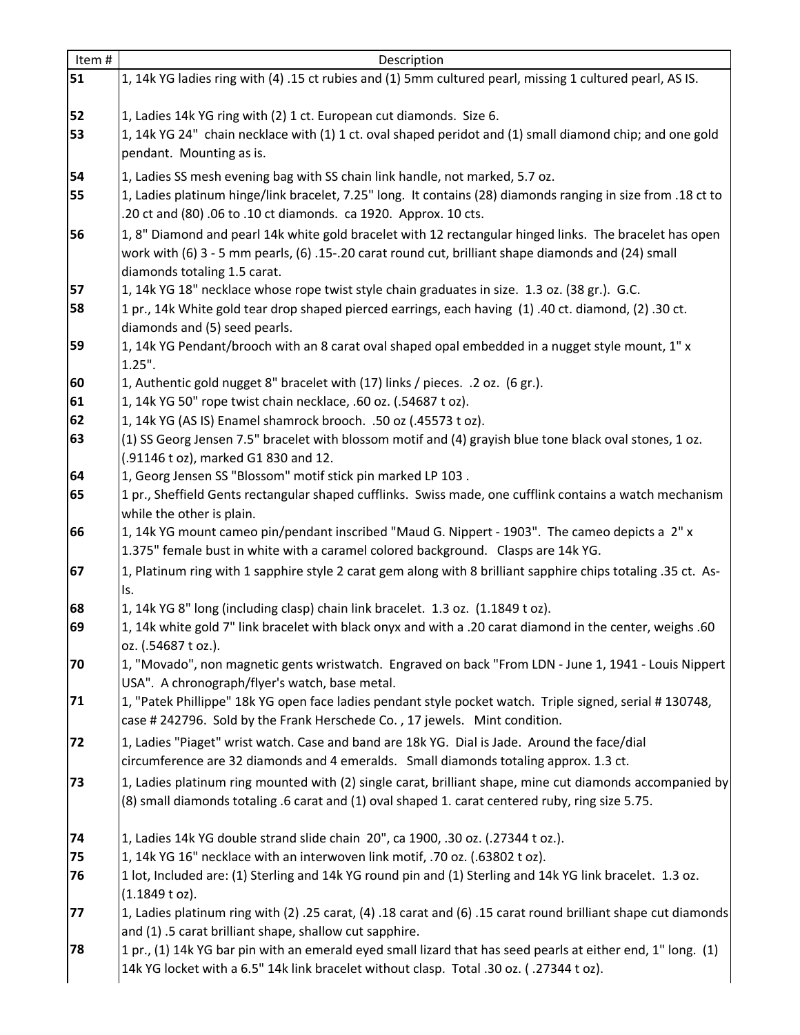| Item # | Description |
| --- | --- |
| **51** | 1, 14k YG ladies ring with (4) .15 ct rubies and (1) 5mm cultured pearl, missing 1 cultured pearl, AS IS. |
| **52** | 1, Ladies 14k YG ring with (2) 1 ct. European cut diamonds. Size 6. |
| **53** | 1, 14k YG 24" chain necklace with (1) 1 ct. oval shaped peridot and (1) small diamond chip; and one gold pendant. Mounting as is. |
| **54** | 1, Ladies SS mesh evening bag with SS chain link handle, not marked, 5.7 oz. |
| **55** | 1, Ladies platinum hinge/link bracelet, 7.25" long. It contains (28) diamonds ranging in size from .18 ct to .20 ct and (80) .06 to .10 ct diamonds. ca 1920. Approx. 10 cts. |
| **56** | 1, 8" Diamond and pearl 14k white gold bracelet with 12 rectangular hinged links. The bracelet has open work with (6) 3 - 5 mm pearls, (6) .15-.20 carat round cut, brilliant shape diamonds and (24) small diamonds totaling 1.5 carat. |
| **57** | 1, 14k YG 18" necklace whose rope twist style chain graduates in size. 1.3 oz. (38 gr.). G.C. |
| **58** | 1 pr., 14k White gold tear drop shaped pierced earrings, each having (1) .40 ct. diamond, (2) .30 ct. diamonds and (5) seed pearls. |
| **59** | 1, 14k YG Pendant/brooch with an 8 carat oval shaped opal embedded in a nugget style mount, 1" x 1.25". |
| **60** | 1, Authentic gold nugget 8" bracelet with (17) links / pieces. .2 oz. (6 gr.). |
| **61** | 1, 14k YG 50" rope twist chain necklace, .60 oz. (.54687 t oz). |
| **62** | 1, 14k YG (AS IS) Enamel shamrock brooch. .50 oz (.45573 t oz). |
| **63** | (1) SS Georg Jensen 7.5" bracelet with blossom motif and (4) grayish blue tone black oval stones, 1 oz. (.91146 t oz), marked G1 830 and 12. |
| **64** | 1, Georg Jensen SS "Blossom" motif stick pin marked LP 103 . |
| **65** | 1 pr., Sheffield Gents rectangular shaped cufflinks. Swiss made, one cufflink contains a watch mechanism while the other is plain. |
| **66** | 1, 14k YG mount cameo pin/pendant inscribed "Maud G. Nippert - 1903". The cameo depicts a 2" x 1.375" female bust in white with a caramel colored background. Clasps are 14k YG. |
| **67** | 1, Platinum ring with 1 sapphire style 2 carat gem along with 8 brilliant sapphire chips totaling .35 ct. As-Is. |
| **68** | 1, 14k YG 8" long (including clasp) chain link bracelet. 1.3 oz. (1.1849 t oz). |
| **69** | 1, 14k white gold 7" link bracelet with black onyx and with a .20 carat diamond in the center, weighs .60 oz. (.54687 t oz.). |
| **70** | 1, "Movado", non magnetic gents wristwatch. Engraved on back "From LDN - June 1, 1941 - Louis Nippert USA". A chronograph/flyer's watch, base metal. |
| **71** | 1, "Patek Phillippe" 18k YG open face ladies pendant style pocket watch. Triple signed, serial # 130748, case # 242796. Sold by the Frank Herschede Co. , 17 jewels. Mint condition. |
| **72** | 1, Ladies "Piaget" wrist watch. Case and band are 18k YG. Dial is Jade. Around the face/dial circumference are 32 diamonds and 4 emeralds. Small diamonds totaling approx. 1.3 ct. |
| **73** | 1, Ladies platinum ring mounted with (2) single carat, brilliant shape, mine cut diamonds accompanied by (8) small diamonds totaling .6 carat and (1) oval shaped 1. carat centered ruby, ring size 5.75. |
| **74** | 1, Ladies 14k YG double strand slide chain 20", ca 1900, .30 oz. (.27344 t oz.). |
| **75** | 1, 14k YG 16" necklace with an interwoven link motif, .70 oz. (.63802 t oz). |
| **76** | 1 lot, Included are: (1) Sterling and 14k YG round pin and (1) Sterling and 14k YG link bracelet. 1.3 oz. (1.1849 t oz). |
| **77** | 1, Ladies platinum ring with (2) .25 carat, (4) .18 carat and (6) .15 carat round brilliant shape cut diamonds and (1) .5 carat brilliant shape, shallow cut sapphire. |
| **78** | 1 pr., (1) 14k YG bar pin with an emerald eyed small lizard that has seed pearls at either end, 1" long. (1) 14k YG locket with a 6.5" 14k link bracelet without clasp. Total .30 oz. ( .27344 t oz). |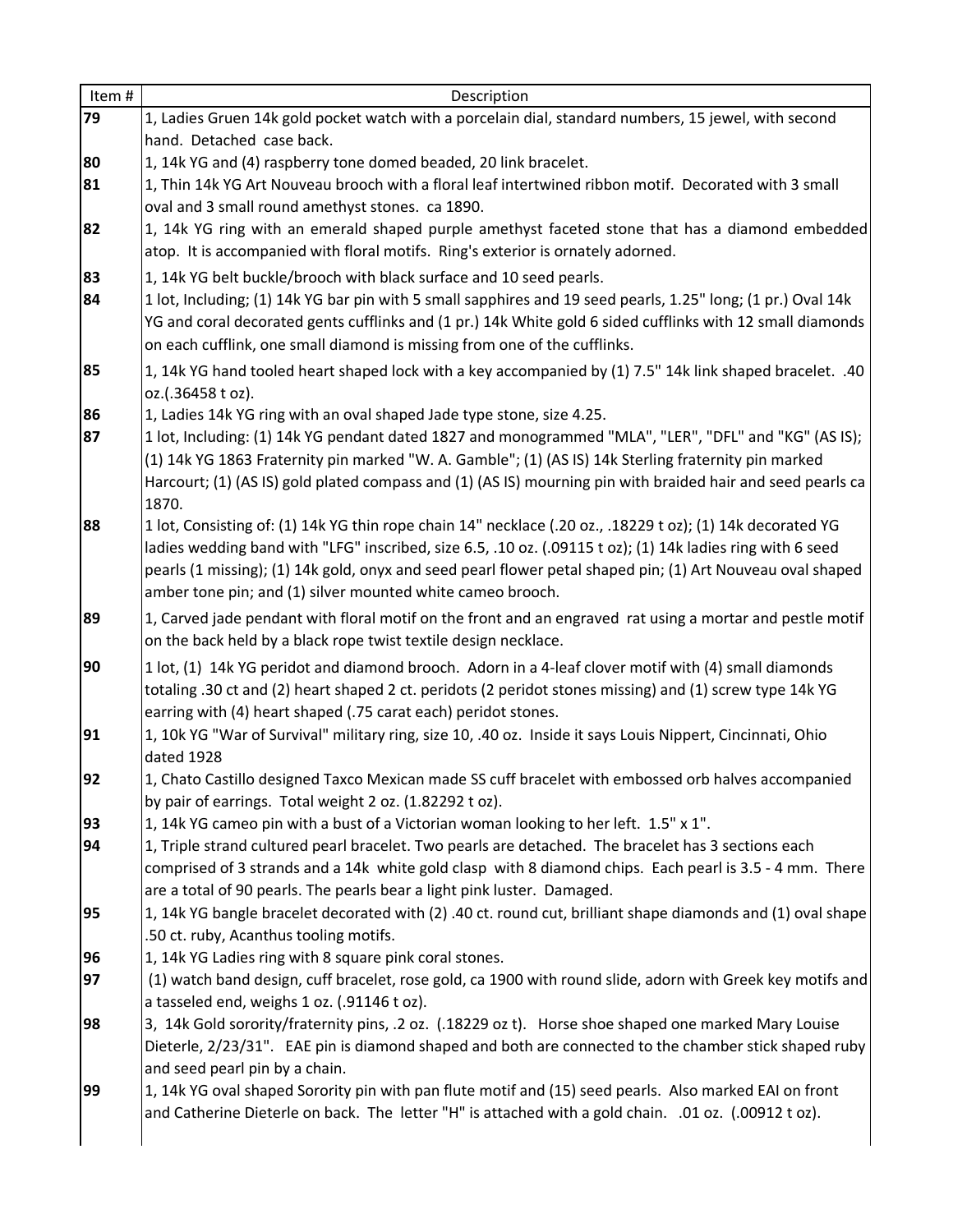| Item # | Description |
| --- | --- |
| **79** | 1, Ladies Gruen 14k gold pocket watch with a porcelain dial, standard numbers, 15 jewel, with second hand. Detached case back. |
| **80** | 1, 14k YG and (4) raspberry tone domed beaded, 20 link bracelet. |
| **81** | 1, Thin 14k YG Art Nouveau brooch with a floral leaf intertwined ribbon motif. Decorated with 3 small oval and 3 small round amethyst stones. ca 1890. |
| **82** | 1, 14k YG ring with an emerald shaped purple amethyst faceted stone that has a diamond embedded atop. It is accompanied with floral motifs. Ring's exterior is ornately adorned. |
| **83** | 1, 14k YG belt buckle/brooch with black surface and 10 seed pearls. |
| **84** | 1 lot, Including; (1) 14k YG bar pin with 5 small sapphires and 19 seed pearls, 1.25" long; (1 pr.) Oval 14k YG and coral decorated gents cufflinks and (1 pr.) 14k White gold 6 sided cufflinks with 12 small diamonds on each cufflink, one small diamond is missing from one of the cufflinks. |
| **85** | 1, 14k YG hand tooled heart shaped lock with a key accompanied by (1) 7.5" 14k link shaped bracelet. .40 oz.(.36458 t oz). |
| **86** | 1, Ladies 14k YG ring with an oval shaped Jade type stone, size 4.25. |
| **87** | 1 lot, Including: (1) 14k YG pendant dated 1827 and monogrammed "MLA", "LER", "DFL" and "KG" (AS IS); (1) 14k YG 1863 Fraternity pin marked "W. A. Gamble"; (1) (AS IS) 14k Sterling fraternity pin marked Harcourt; (1) (AS IS) gold plated compass and (1) (AS IS) mourning pin with braided hair and seed pearls ca 1870. |
| **88** | 1 lot, Consisting of: (1) 14k YG thin rope chain 14" necklace (.20 oz., .18229 t oz); (1) 14k decorated YG ladies wedding band with "LFG" inscribed, size 6.5, .10 oz. (.09115 t oz); (1) 14k ladies ring with 6 seed pearls (1 missing); (1) 14k gold, onyx and seed pearl flower petal shaped pin; (1) Art Nouveau oval shaped amber tone pin; and (1) silver mounted white cameo brooch. |
| **89** | 1, Carved jade pendant with floral motif on the front and an engraved rat using a mortar and pestle motif on the back held by a black rope twist textile design necklace. |
| **90** | 1 lot, (1) 14k YG peridot and diamond brooch. Adorn in a 4-leaf clover motif with (4) small diamonds totaling .30 ct and (2) heart shaped 2 ct. peridots (2 peridot stones missing) and (1) screw type 14k YG earring with (4) heart shaped (.75 carat each) peridot stones. |
| **91** | 1, 10k YG "War of Survival" military ring, size 10, .40 oz. Inside it says Louis Nippert, Cincinnati, Ohio dated 1928 |
| **92** | 1, Chato Castillo designed Taxco Mexican made SS cuff bracelet with embossed orb halves accompanied by pair of earrings. Total weight 2 oz. (1.82292 t oz). |
| **93** | 1, 14k YG cameo pin with a bust of a Victorian woman looking to her left. 1.5" x 1". |
| **94** | 1, Triple strand cultured pearl bracelet. Two pearls are detached. The bracelet has 3 sections each comprised of 3 strands and a 14k white gold clasp with 8 diamond chips. Each pearl is 3.5 - 4 mm. There are a total of 90 pearls. The pearls bear a light pink luster. Damaged. |
| **95** | 1, 14k YG bangle bracelet decorated with (2) .40 ct. round cut, brilliant shape diamonds and (1) oval shape .50 ct. ruby, Acanthus tooling motifs. |
| **96** | 1, 14k YG Ladies ring with 8 square pink coral stones. |
| **97** | (1) watch band design, cuff bracelet, rose gold, ca 1900 with round slide, adorn with Greek key motifs and a tasseled end, weighs 1 oz. (.91146 t oz). |
| **98** | 3, 14k Gold sorority/fraternity pins, .2 oz. (.18229 oz t). Horse shoe shaped one marked Mary Louise Dieterle, 2/23/31". EAE pin is diamond shaped and both are connected to the chamber stick shaped ruby and seed pearl pin by a chain. |
| **99** | 1, 14k YG oval shaped Sorority pin with pan flute motif and (15) seed pearls. Also marked EAI on front and Catherine Dieterle on back. The letter "H" is attached with a gold chain. .01 oz. (.00912 t oz). |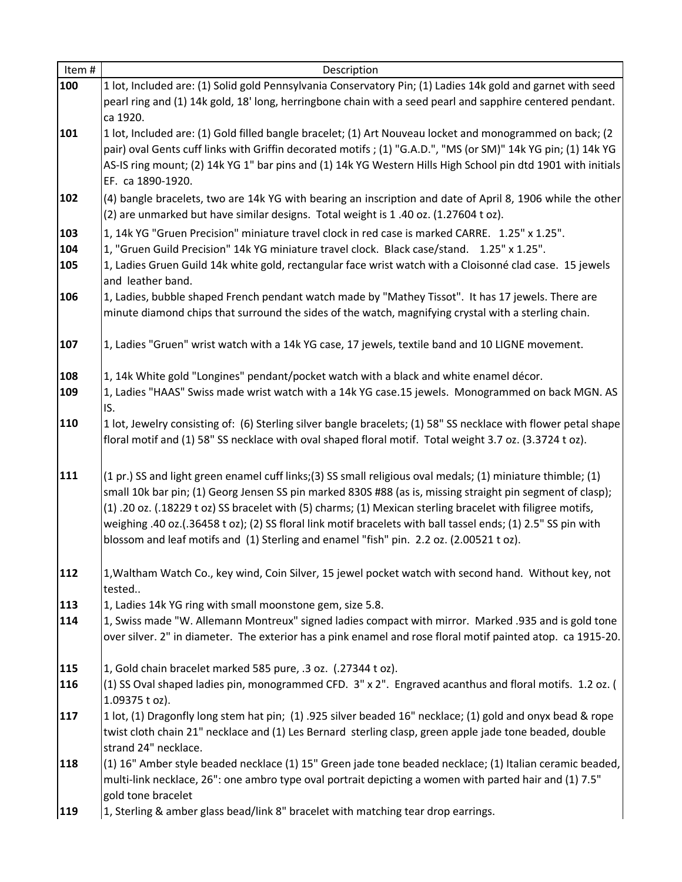| Item # | Description |
|---|---|
| **100** | 1 lot, Included are: (1) Solid gold Pennsylvania Conservatory Pin; (1) Ladies 14k gold and garnet with seed pearl ring and (1) 14k gold, 18' long, herringbone chain with a seed pearl and sapphire centered pendant. ca 1920. |
| **101** | 1 lot, Included are: (1) Gold filled bangle bracelet; (1) Art Nouveau locket and monogrammed on back; (2 pair) oval Gents cuff links with Griffin decorated motifs ; (1) "G.A.D.", "MS (or SM)" 14k YG pin; (1) 14k YG AS-IS ring mount; (2) 14k YG 1" bar pins and (1) 14k YG Western Hills High School pin dtd 1901 with initials EF. ca 1890-1920. |
| **102** | (4) bangle bracelets, two are 14k YG with bearing an inscription and date of April 8, 1906 while the other (2) are unmarked but have similar designs. Total weight is 1 .40 oz. (1.27604 t oz). |
| **103** | 1, 14k YG "Gruen Precision" miniature travel clock in red case is marked CARRE. 1.25" x 1.25". |
| **104** | 1, "Gruen Guild Precision" 14k YG miniature travel clock. Black case/stand. 1.25" x 1.25". |
| **105** | 1, Ladies Gruen Guild 14k white gold, rectangular face wrist watch with a Cloisonné clad case. 15 jewels and leather band. |
| **106** | 1, Ladies, bubble shaped French pendant watch made by "Mathey Tissot". It has 17 jewels. There are minute diamond chips that surround the sides of the watch, magnifying crystal with a sterling chain. |
| **107** | 1, Ladies "Gruen" wrist watch with a 14k YG case, 17 jewels, textile band and 10 LIGNE movement. |
| **108** | 1, 14k White gold "Longines" pendant/pocket watch with a black and white enamel décor. |
| **109** | 1, Ladies "HAAS" Swiss made wrist watch with a 14k YG case.15 jewels. Monogrammed on back MGN. AS IS. |
| **110** | 1 lot, Jewelry consisting of: (6) Sterling silver bangle bracelets; (1) 58" SS necklace with flower petal shape floral motif and (1) 58" SS necklace with oval shaped floral motif. Total weight 3.7 oz. (3.3724 t oz). |
| **111** | (1 pr.) SS and light green enamel cuff links;(3) SS small religious oval medals; (1) miniature thimble; (1) small 10k bar pin; (1) Georg Jensen SS pin marked 830S #88 (as is, missing straight pin segment of clasp); (1) .20 oz. (.18229 t oz) SS bracelet with (5) charms; (1) Mexican sterling bracelet with filigree motifs, weighing .40 oz.(.36458 t oz); (2) SS floral link motif bracelets with ball tassel ends; (1) 2.5" SS pin with blossom and leaf motifs and (1) Sterling and enamel "fish" pin. 2.2 oz. (2.00521 t oz). |
| **112** | 1,Waltham Watch Co., key wind, Coin Silver, 15 jewel pocket watch with second hand. Without key, not tested.. |
| **113** | 1, Ladies 14k YG ring with small moonstone gem, size 5.8. |
| **114** | 1, Swiss made "W. Allemann Montreux" signed ladies compact with mirror. Marked .935 and is gold tone over silver. 2" in diameter. The exterior has a pink enamel and rose floral motif painted atop. ca 1915-20. |
| **115** | 1, Gold chain bracelet marked 585 pure, .3 oz. (.27344 t oz). |
| **116** | (1) SS Oval shaped ladies pin, monogrammed CFD. 3" x 2". Engraved acanthus and floral motifs. 1.2 oz. ( 1.09375 t oz). |
| **117** | 1 lot, (1) Dragonfly long stem hat pin; (1) .925 silver beaded 16" necklace; (1) gold and onyx bead & rope twist cloth chain 21" necklace and (1) Les Bernard sterling clasp, green apple jade tone beaded, double strand 24" necklace. |
| **118** | (1) 16" Amber style beaded necklace (1) 15" Green jade tone beaded necklace; (1) Italian ceramic beaded, multi-link necklace, 26": one ambro type oval portrait depicting a women with parted hair and (1) 7.5" gold tone bracelet |
| **119** | 1, Sterling & amber glass bead/link 8" bracelet with matching tear drop earrings. |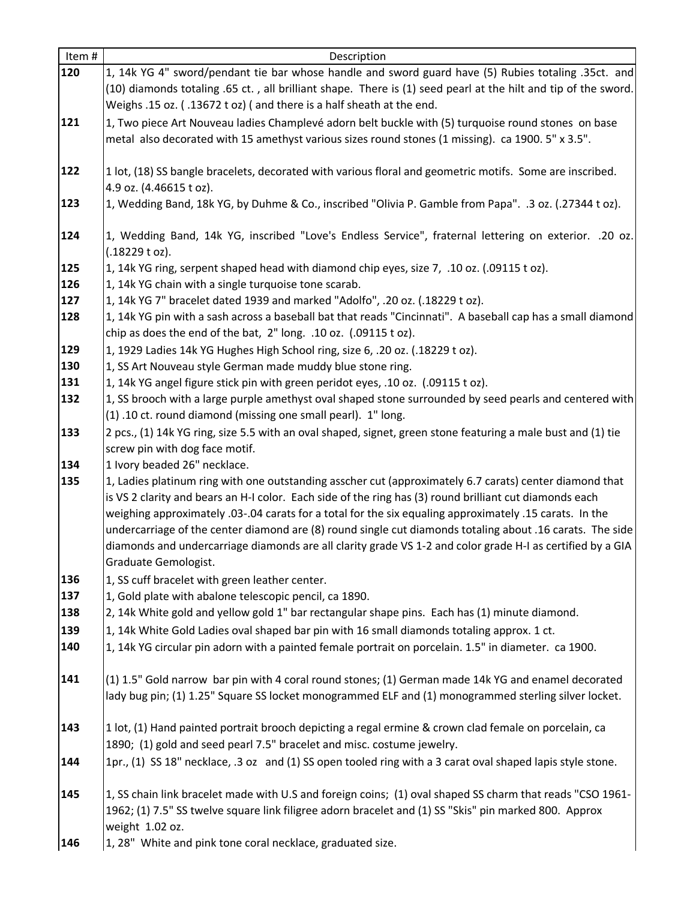| Item # | Description |
|---|---|
| **120** | 1, 14k YG 4" sword/pendant tie bar whose handle and sword guard have (5) Rubies totaling .35ct. and (10) diamonds totaling .65 ct. , all brilliant shape. There is (1) seed pearl at the hilt and tip of the sword. Weighs .15 oz. ( .13672 t oz) ( and there is a half sheath at the end. |
| **121** | 1, Two piece Art Nouveau ladies Champlevé adorn belt buckle with (5) turquoise round stones on base metal also decorated with 15 amethyst various sizes round stones (1 missing). ca 1900. 5" x 3.5". |
| **122** | 1 lot, (18) SS bangle bracelets, decorated with various floral and geometric motifs. Some are inscribed. 4.9 oz. (4.46615 t oz). |
| **123** | 1, Wedding Band, 18k YG, by Duhme & Co., inscribed "Olivia P. Gamble from Papa". .3 oz. (.27344 t oz). |
| **124** | 1, Wedding Band, 14k YG, inscribed "Love's Endless Service", fraternal lettering on exterior. .20 oz. (.18229 t oz). |
| **125** | 1, 14k YG ring, serpent shaped head with diamond chip eyes, size 7, .10 oz. (.09115 t oz). |
| **126** | 1, 14k YG chain with a single turquoise tone scarab. |
| **127** | 1, 14k YG 7" bracelet dated 1939 and marked "Adolfo", .20 oz. (.18229 t oz). |
| **128** | 1, 14k YG pin with a sash across a baseball bat that reads "Cincinnati". A baseball cap has a small diamond chip as does the end of the bat, 2" long. .10 oz. (.09115 t oz). |
| **129** | 1, 1929 Ladies 14k YG Hughes High School ring, size 6, .20 oz. (.18229 t oz). |
| **130** | 1, SS Art Nouveau style German made muddy blue stone ring. |
| **131** | 1, 14k YG angel figure stick pin with green peridot eyes, .10 oz. (.09115 t oz). |
| **132** | 1, SS brooch with a large purple amethyst oval shaped stone surrounded by seed pearls and centered with (1) .10 ct. round diamond (missing one small pearl). 1" long. |
| **133** | 2 pcs., (1) 14k YG ring, size 5.5 with an oval shaped, signet, green stone featuring a male bust and (1) tie screw pin with dog face motif. |
| **134** | 1 Ivory beaded 26" necklace. |
| **135** | 1, Ladies platinum ring with one outstanding asscher cut (approximately 6.7 carats) center diamond that is VS 2 clarity and bears an H-I color. Each side of the ring has (3) round brilliant cut diamonds each weighing approximately .03-.04 carats for a total for the six equaling approximately .15 carats. In the undercarriage of the center diamond are (8) round single cut diamonds totaling about .16 carats. The side diamonds and undercarriage diamonds are all clarity grade VS 1-2 and color grade H-I as certified by a GIA Graduate Gemologist. |
| **136** | 1, SS cuff bracelet with green leather center. |
| **137** | 1, Gold plate with abalone telescopic pencil, ca 1890. |
| **138** | 2, 14k White gold and yellow gold 1" bar rectangular shape pins. Each has (1) minute diamond. |
| **139** | 1, 14k White Gold Ladies oval shaped bar pin with 16 small diamonds totaling approx. 1 ct. |
| **140** | 1, 14k YG circular pin adorn with a painted female portrait on porcelain. 1.5" in diameter. ca 1900. |
| **141** | (1) 1.5" Gold narrow bar pin with 4 coral round stones; (1) German made 14k YG and enamel decorated lady bug pin; (1) 1.25" Square SS locket monogrammed ELF and (1) monogrammed sterling silver locket. |
| **143** | 1 lot, (1) Hand painted portrait brooch depicting a regal ermine & crown clad female on porcelain, ca 1890; (1) gold and seed pearl 7.5" bracelet and misc. costume jewelry. |
| **144** | 1pr., (1) SS 18" necklace, .3 oz and (1) SS open tooled ring with a 3 carat oval shaped lapis style stone. |
| **145** | 1, SS chain link bracelet made with U.S and foreign coins; (1) oval shaped SS charm that reads "CSO 1961-1962; (1) 7.5" SS twelve square link filigree adorn bracelet and (1) SS "Skis" pin marked 800. Approx weight 1.02 oz. |
| **146** | 1, 28" White and pink tone coral necklace, graduated size. |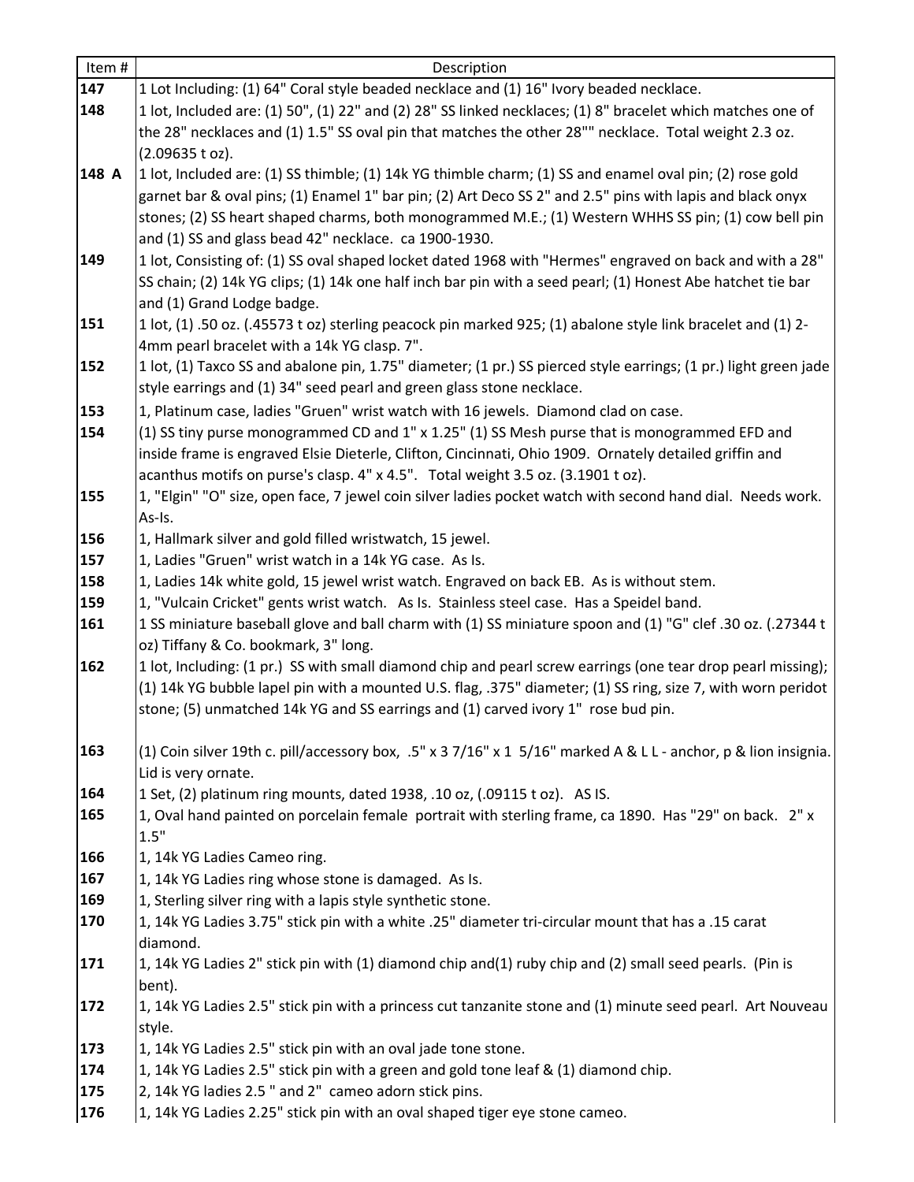| Item # | Description |
|---|---|
| **147** | 1 Lot Including: (1) 64" Coral style beaded necklace and (1) 16" Ivory beaded necklace. |
| **148** | 1 lot, Included are: (1) 50", (1) 22" and (2) 28" SS linked necklaces; (1) 8" bracelet which matches one of the 28" necklaces and (1) 1.5" SS oval pin that matches the other 28"" necklace. Total weight 2.3 oz. (2.09635 t oz). |
| **148 A** | 1 lot, Included are: (1) SS thimble; (1) 14k YG thimble charm; (1) SS and enamel oval pin; (2) rose gold garnet bar & oval pins; (1) Enamel 1" bar pin; (2) Art Deco SS 2" and 2.5" pins with lapis and black onyx stones; (2) SS heart shaped charms, both monogrammed M.E.; (1) Western WHHS SS pin; (1) cow bell pin and (1) SS and glass bead 42" necklace. ca 1900-1930. |
| **149** | 1 lot, Consisting of: (1) SS oval shaped locket dated 1968 with "Hermes" engraved on back and with a 28" SS chain; (2) 14k YG clips; (1) 14k one half inch bar pin with a seed pearl; (1) Honest Abe hatchet tie bar and (1) Grand Lodge badge. |
| **151** | 1 lot, (1) .50 oz. (.45573 t oz) sterling peacock pin marked 925; (1) abalone style link bracelet and (1) 2-4mm pearl bracelet with a 14k YG clasp. 7". |
| **152** | 1 lot, (1) Taxco SS and abalone pin, 1.75" diameter; (1 pr.) SS pierced style earrings; (1 pr.) light green jade style earrings and (1) 34" seed pearl and green glass stone necklace. |
| **153** | 1, Platinum case, ladies "Gruen" wrist watch with 16 jewels. Diamond clad on case. |
| **154** | (1) SS tiny purse monogrammed CD and 1" x 1.25" (1) SS Mesh purse that is monogrammed EFD and inside frame is engraved Elsie Dieterle, Clifton, Cincinnati, Ohio 1909. Ornately detailed griffin and acanthus motifs on purse's clasp. 4" x 4.5". Total weight 3.5 oz. (3.1901 t oz). |
| **155** | 1, "Elgin" "O" size, open face, 7 jewel coin silver ladies pocket watch with second hand dial. Needs work. As-Is. |
| **156** | 1, Hallmark silver and gold filled wristwatch, 15 jewel. |
| **157** | 1, Ladies "Gruen" wrist watch in a 14k YG case. As Is. |
| **158** | 1, Ladies 14k white gold, 15 jewel wrist watch. Engraved on back EB. As is without stem. |
| **159** | 1, "Vulcain Cricket" gents wrist watch. As Is. Stainless steel case. Has a Speidel band. |
| **161** | 1 SS miniature baseball glove and ball charm with (1) SS miniature spoon and (1) "G" clef .30 oz. (.27344 t oz) Tiffany & Co. bookmark, 3" long. |
| **162** | 1 lot, Including: (1 pr.) SS with small diamond chip and pearl screw earrings (one tear drop pearl missing); (1) 14k YG bubble lapel pin with a mounted U.S. flag, .375" diameter; (1) SS ring, size 7, with worn peridot stone; (5) unmatched 14k YG and SS earrings and (1) carved ivory 1" rose bud pin. |
| **163** | (1) Coin silver 19th c. pill/accessory box, .5" x 3 7/16" x 1 5/16" marked A & L L - anchor, p & lion insignia. Lid is very ornate. |
| **164** | 1 Set, (2) platinum ring mounts, dated 1938, .10 oz, (.09115 t oz). AS IS. |
| **165** | 1, Oval hand painted on porcelain female portrait with sterling frame, ca 1890. Has "29" on back. 2" x 1.5" |
| **166** | 1, 14k YG Ladies Cameo ring. |
| **167** | 1, 14k YG Ladies ring whose stone is damaged. As Is. |
| **169** | 1, Sterling silver ring with a lapis style synthetic stone. |
| **170** | 1, 14k YG Ladies 3.75" stick pin with a white .25" diameter tri-circular mount that has a .15 carat diamond. |
| **171** | 1, 14k YG Ladies 2" stick pin with (1) diamond chip and(1) ruby chip and (2) small seed pearls. (Pin is bent). |
| **172** | 1, 14k YG Ladies 2.5" stick pin with a princess cut tanzanite stone and (1) minute seed pearl. Art Nouveau style. |
| **173** | 1, 14k YG Ladies 2.5" stick pin with an oval jade tone stone. |
| **174** | 1, 14k YG Ladies 2.5" stick pin with a green and gold tone leaf & (1) diamond chip. |
| **175** | 2, 14k YG ladies 2.5 " and 2" cameo adorn stick pins. |
| **176** | 1, 14k YG Ladies 2.25" stick pin with an oval shaped tiger eye stone cameo. |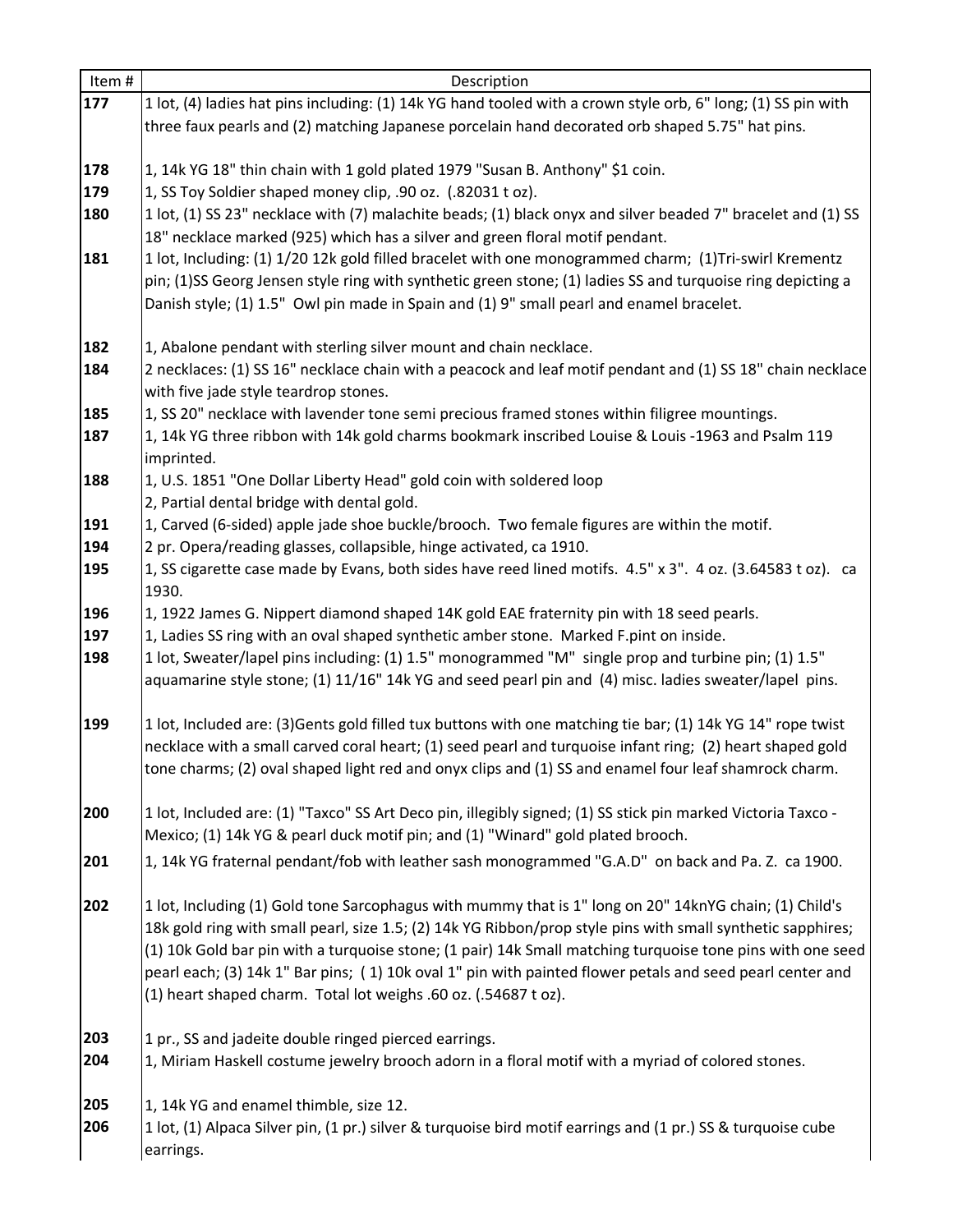| Item # | Description |
|---|---|
| **177** | 1 lot, (4) ladies hat pins including: (1) 14k YG hand tooled with a crown style orb, 6" long; (1) SS pin with three faux pearls and (2) matching Japanese porcelain hand decorated orb shaped 5.75" hat pins. |
| **178** | 1, 14k YG 18" thin chain with 1 gold plated 1979 "Susan B. Anthony" $1 coin. |
| **179** | 1, SS Toy Soldier shaped money clip, .90 oz. (.82031 t oz). |
| **180** | 1 lot, (1) SS 23" necklace with (7) malachite beads; (1) black onyx and silver beaded 7" bracelet and (1) SS 18" necklace marked (925) which has a silver and green floral motif pendant. |
| **181** | 1 lot, Including: (1) 1/20 12k gold filled bracelet with one monogrammed charm; (1)Tri-swirl Krementz pin; (1)SS Georg Jensen style ring with synthetic green stone; (1) ladies SS and turquoise ring depicting a Danish style; (1) 1.5" Owl pin made in Spain and (1) 9" small pearl and enamel bracelet. |
| **182** | 1, Abalone pendant with sterling silver mount and chain necklace. |
| **184** | 2 necklaces: (1) SS 16" necklace chain with a peacock and leaf motif pendant and (1) SS 18" chain necklace with five jade style teardrop stones. |
| **185** | 1, SS 20" necklace with lavender tone semi precious framed stones within filigree mountings. |
| **187** | 1, 14k YG three ribbon with 14k gold charms bookmark inscribed Louise & Louis -1963 and Psalm 119 imprinted. |
| **188** | 1, U.S. 1851 "One Dollar Liberty Head" gold coin with soldered loop<br>2, Partial dental bridge with dental gold. |
| **191** | 1, Carved (6-sided) apple jade shoe buckle/brooch. Two female figures are within the motif. |
| **194** | 2 pr. Opera/reading glasses, collapsible, hinge activated, ca 1910. |
| **195** | 1, SS cigarette case made by Evans, both sides have reed lined motifs. 4.5" x 3". 4 oz. (3.64583 t oz). ca 1930. |
| **196** | 1, 1922 James G. Nippert diamond shaped 14K gold EAE fraternity pin with 18 seed pearls. |
| **197** | 1, Ladies SS ring with an oval shaped synthetic amber stone. Marked F.pint on inside. |
| **198** | 1 lot, Sweater/lapel pins including: (1) 1.5" monogrammed "M" single prop and turbine pin; (1) 1.5" aquamarine style stone; (1) 11/16" 14k YG and seed pearl pin and (4) misc. ladies sweater/lapel pins. |
| **199** | 1 lot, Included are: (3)Gents gold filled tux buttons with one matching tie bar; (1) 14k YG 14" rope twist necklace with a small carved coral heart; (1) seed pearl and turquoise infant ring; (2) heart shaped gold tone charms; (2) oval shaped light red and onyx clips and (1) SS and enamel four leaf shamrock charm. |
| **200** | 1 lot, Included are: (1) "Taxco" SS Art Deco pin, illegibly signed; (1) SS stick pin marked Victoria Taxco - Mexico; (1) 14k YG & pearl duck motif pin; and (1) "Winard" gold plated brooch. |
| **201** | 1, 14k YG fraternal pendant/fob with leather sash monogrammed "G.A.D" on back and Pa. Z. ca 1900. |
| **202** | 1 lot, Including (1) Gold tone Sarcophagus with mummy that is 1" long on 20" 14knYG chain; (1) Child's 18k gold ring with small pearl, size 1.5; (2) 14k YG Ribbon/prop style pins with small synthetic sapphires; (1) 10k Gold bar pin with a turquoise stone; (1 pair) 14k Small matching turquoise tone pins with one seed pearl each; (3) 14k 1" Bar pins; ( 1) 10k oval 1" pin with painted flower petals and seed pearl center and (1) heart shaped charm. Total lot weighs .60 oz. (.54687 t oz). |
| **203** | 1 pr., SS and jadeite double ringed pierced earrings. |
| **204** | 1, Miriam Haskell costume jewelry brooch adorn in a floral motif with a myriad of colored stones. |
| **205** | 1, 14k YG and enamel thimble, size 12. |
| **206** | 1 lot, (1) Alpaca Silver pin, (1 pr.) silver & turquoise bird motif earrings and (1 pr.) SS & turquoise cube earrings. |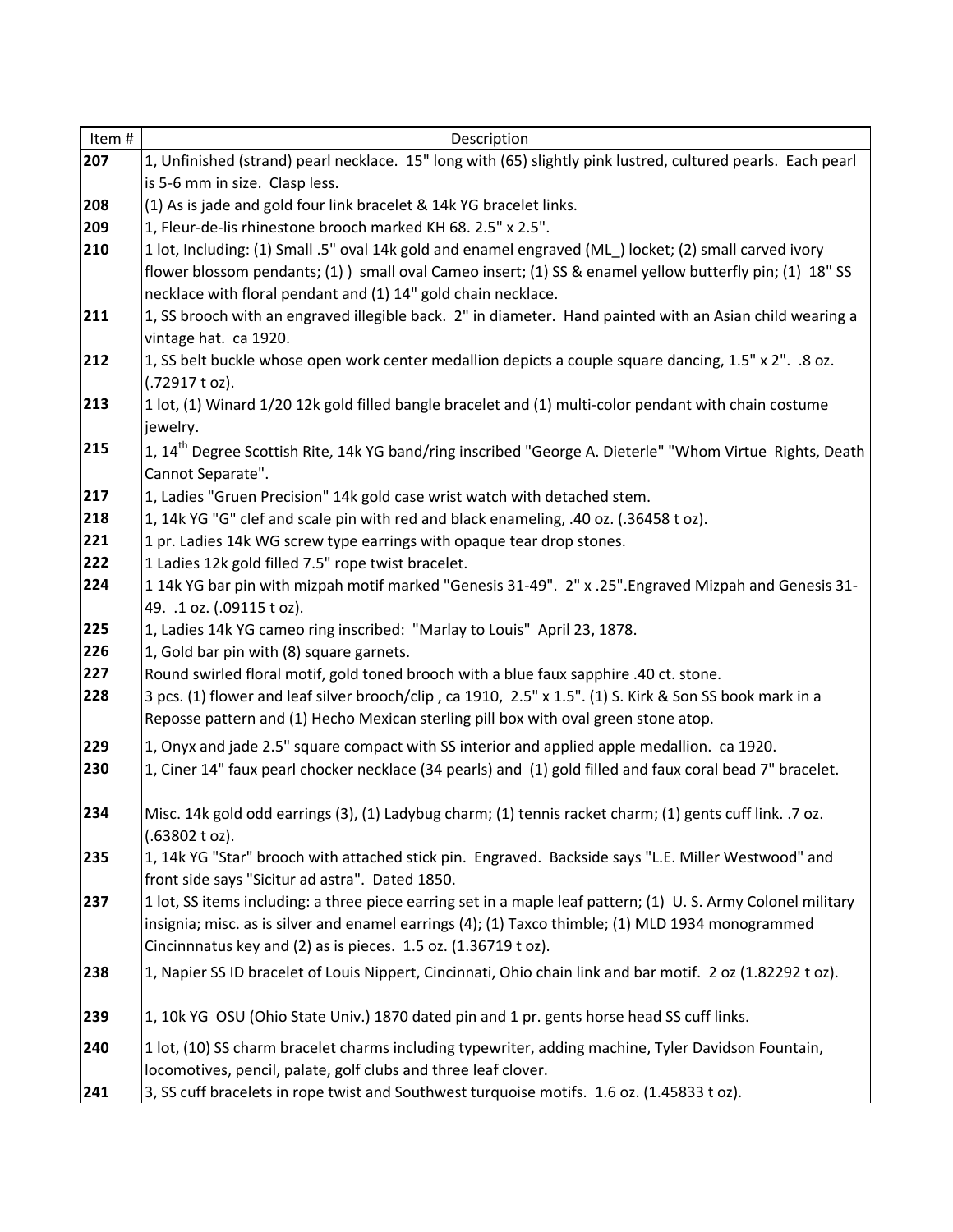| Item # | Description |
|---|---|
| **207** | 1, Unfinished (strand) pearl necklace. 15" long with (65) slightly pink lustred, cultured pearls. Each pearl is 5-6 mm in size. Clasp less. |
| **208** | (1) As is jade and gold four link bracelet & 14k YG bracelet links. |
| **209** | 1, Fleur-de-lis rhinestone brooch marked KH 68. 2.5" x 2.5". |
| **210** | 1 lot, Including: (1) Small .5" oval 14k gold and enamel engraved (ML_) locket; (2) small carved ivory flower blossom pendants; (1) ) small oval Cameo insert; (1) SS & enamel yellow butterfly pin; (1) 18" SS necklace with floral pendant and (1) 14" gold chain necklace. |
| **211** | 1, SS brooch with an engraved illegible back. 2" in diameter. Hand painted with an Asian child wearing a vintage hat. ca 1920. |
| **212** | 1, SS belt buckle whose open work center medallion depicts a couple square dancing, 1.5" x 2". .8 oz. (.72917 t oz). |
| **213** | 1 lot, (1) Winard 1/20 12k gold filled bangle bracelet and (1) multi-color pendant with chain costume jewelry. |
| **215** | 1, 14th Degree Scottish Rite, 14k YG band/ring inscribed "George A. Dieterle" "Whom Virtue Rights, Death Cannot Separate". |
| **217** | 1, Ladies "Gruen Precision" 14k gold case wrist watch with detached stem. |
| **218** | 1, 14k YG "G" clef and scale pin with red and black enameling, .40 oz. (.36458 t oz). |
| **221** | 1 pr. Ladies 14k WG screw type earrings with opaque tear drop stones. |
| **222** | 1 Ladies 12k gold filled 7.5" rope twist bracelet. |
| **224** | 1 14k YG bar pin with mizpah motif marked "Genesis 31-49". 2" x .25".Engraved Mizpah and Genesis 31-49. .1 oz. (.09115 t oz). |
| **225** | 1, Ladies 14k YG cameo ring inscribed: "Marlay to Louis" April 23, 1878. |
| **226** | 1, Gold bar pin with (8) square garnets. |
| **227** | Round swirled floral motif, gold toned brooch with a blue faux sapphire .40 ct. stone. |
| **228** | 3 pcs. (1) flower and leaf silver brooch/clip , ca 1910, 2.5" x 1.5". (1) S. Kirk & Son SS book mark in a Reposse pattern and (1) Hecho Mexican sterling pill box with oval green stone atop. |
| **229** | 1, Onyx and jade 2.5" square compact with SS interior and applied apple medallion. ca 1920. |
| **230** | 1, Ciner 14" faux pearl chocker necklace (34 pearls) and (1) gold filled and faux coral bead 7" bracelet. |
| **234** | Misc. 14k gold odd earrings (3), (1) Ladybug charm; (1) tennis racket charm; (1) gents cuff link. .7 oz. (.63802 t oz). |
| **235** | 1, 14k YG "Star" brooch with attached stick pin. Engraved. Backside says "L.E. Miller Westwood" and front side says "Sicitur ad astra". Dated 1850. |
| **237** | 1 lot, SS items including: a three piece earring set in a maple leaf pattern; (1) U. S. Army Colonel military insignia; misc. as is silver and enamel earrings (4); (1) Taxco thimble; (1) MLD 1934 monogrammed Cincinnnatus key and (2) as is pieces. 1.5 oz. (1.36719 t oz). |
| **238** | 1, Napier SS ID bracelet of Louis Nippert, Cincinnati, Ohio chain link and bar motif. 2 oz (1.82292 t oz). |
| **239** | 1, 10k YG OSU (Ohio State Univ.) 1870 dated pin and 1 pr. gents horse head SS cuff links. |
| **240** | 1 lot, (10) SS charm bracelet charms including typewriter, adding machine, Tyler Davidson Fountain, locomotives, pencil, palate, golf clubs and three leaf clover. |
| **241** | 3, SS cuff bracelets in rope twist and Southwest turquoise motifs. 1.6 oz. (1.45833 t oz). |